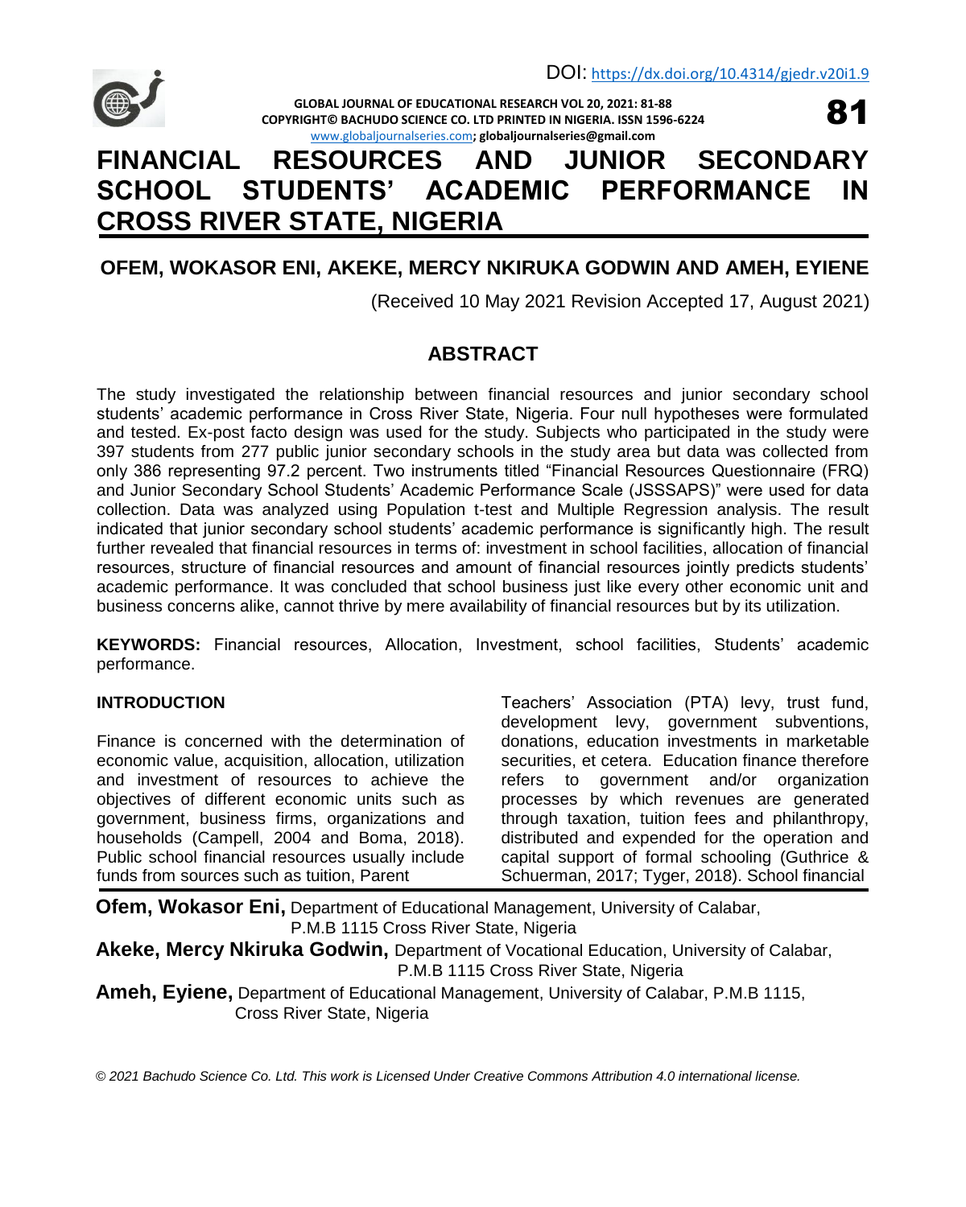DOI: https://dx.doi.org/10.4314/gjedr.v20i1.9

# FINANCIAL RESOURCES AND JUNIOR SECONDARY SCHOOL STUDENTS' ACADEMIC PERFORMANCE IN CROSS RIVER STATE, NIGERIA

**OFEM, WOKASOR ENI, AKEKE, MERCY NKIRUKA GODWIN AND AMEH, EYIENE**

(Received 10 May 2021 Revision Accepted 17, August 2021)

## ABSTRACT

The study investigated the relationship between financial resources and junior secondary school students' academic performance in Cross River State, Nigeria. Four null hypotheses were formulated and tested. Ex-post facto design was used for the study. Subjects who participated in the study were 397 students from 277 public junior secondary schools in the study area but data was collected from only 386 representing 97.2 percent. Two instruments titled "Financial Resources Questionnaire (FRQ) and Junior Secondary School Students' Academic Performance Scale (JSSSAPS)" were used for data collection. Data was analyzed using Population t-test and Multiple Regression analysis. The result indicated that junior secondary school students' academic performance is significantly high. The result further revealed that financial resources in terms of: investment in school facilities, allocation of financial resources, structure of financial resources and amount of financial resources jointly predicts students' academic performance. It was concluded that school business just like every other economic unit and business concerns alike, cannot thrive by mere availability of financial resources but by its utilization.

**KEYWORDS:** Financial resources, Allocation, Investment, school facilities, Students' academic performance.

### INTRODUCTION

Finance is concerned with the determination of economic value, acquisition, allocation, utilization and investment of resources to achieve the objectives of different economic units such as government, business firms, organizations and households (Campell, 2004 and Boma, 2018). Public school financial resources usually include funds from sources such as tuition, Parent Teachers' Association (PTA) levy, trust fund, development levy, government subventions, donations, education investments in marketable securities, et cetera. Education finance therefore refers to government and/or organization processes by which revenues are generated through taxation, tuition fees and philanthropy, distributed and expended for the operation and capital support of formal schooling (Guthrice & Schuerman, 2017; Tyger, 2018). School financial

**Ofem, Wokasor Eni,** Department of Educational Management, University of Calabar, P.M.B 1115 Cross River State, Nigeria

**Akeke, Mercy Nkiruka Godwin,** Department of Vocational Education, University of Calabar, P.M.B 1115 Cross River State, Nigeria

**Ameh, Eyiene,** Department of Educational Management, University of Calabar, P.M.B 1115, Cross River State, Nigeria

*© 2021 Bachudo Science Co. Ltd. This work is Licensed Under Creative Commons Attribution 4.0 international license.*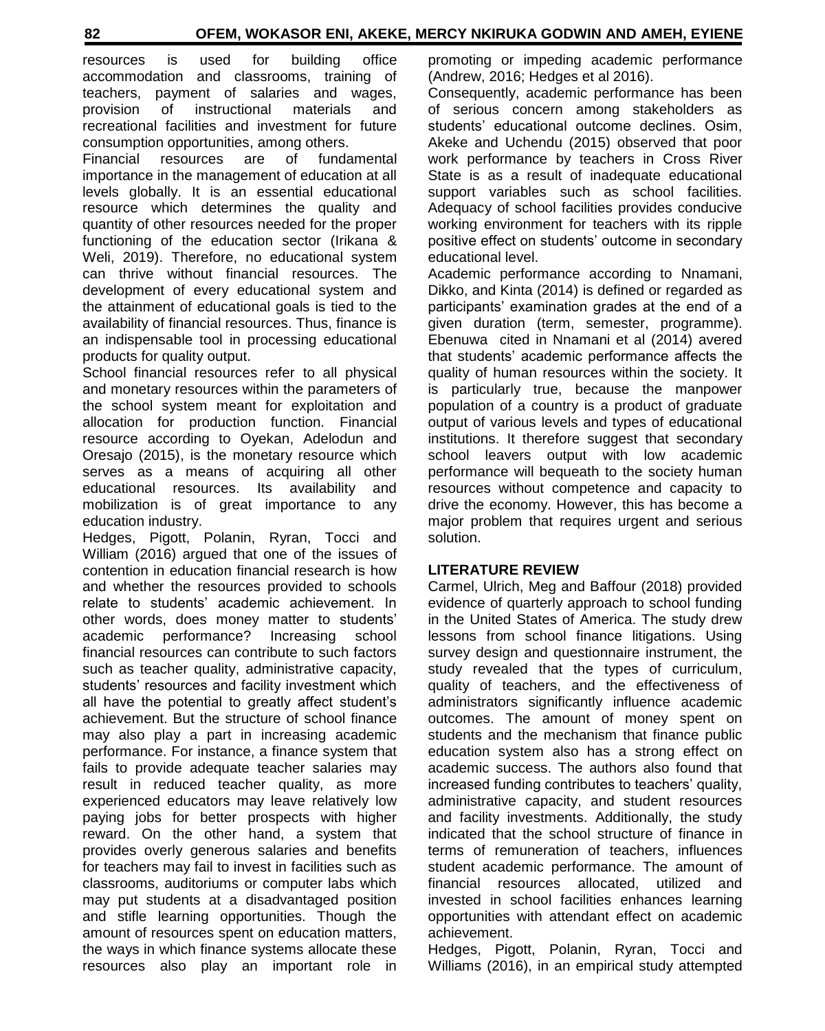resources is used for building office accommodation and classrooms, training of teachers, payment of salaries and wages, provision of instructional materials and recreational facilities and investment for future consumption opportunities, among others.

Financial resources are of fundamental importance in the management of education at all levels globally. It is an essential educational resource which determines the quality and quantity of other resources needed for the proper functioning of the education sector (Irikana & Weli, 2019). Therefore, no educational system can thrive without financial resources. The development of every educational system and the attainment of educational goals is tied to the availability of financial resources. Thus, finance is an indispensable tool in processing educational products for quality output.

School financial resources refer to all physical and monetary resources within the parameters of the school system meant for exploitation and allocation for production function. Financial resource according to Oyekan, Adelodun and Oresajo (2015), is the monetary resource which serves as a means of acquiring all other educational resources. Its availability and mobilization is of great importance to any education industry.

Hedges, Pigott, Polanin, Ryran, Tocci and William (2016) argued that one of the issues of contention in education financial research is how and whether the resources provided to schools relate to students' academic achievement. In other words, does money matter to students' academic performance? Increasing school financial resources can contribute to such factors such as teacher quality, administrative capacity, students' resources and facility investment which all have the potential to greatly affect student's achievement. But the structure of school finance may also play a part in increasing academic performance. For instance, a finance system that fails to provide adequate teacher salaries may result in reduced teacher quality, as more experienced educators may leave relatively low paying jobs for better prospects with higher reward. On the other hand, a system that provides overly generous salaries and benefits for teachers may fail to invest in facilities such as classrooms, auditoriums or computer labs which may put students at a disadvantaged position and stifle learning opportunities. Though the amount of resources spent on education matters, the ways in which finance systems allocate these resources also play an important role in promoting or impeding academic performance (Andrew, 2016; Hedges et al 2016).

Consequently, academic performance has been of serious concern among stakeholders as students' educational outcome declines. Osim, Akeke and Uchendu (2015) observed that poor work performance by teachers in Cross River State is as a result of inadequate educational support variables such as school facilities. Adequacy of school facilities provides conducive working environment for teachers with its ripple positive effect on students' outcome in secondary educational level.

Academic performance according to Nnamani, Dikko, and Kinta (2014) is defined or regarded as participants' examination grades at the end of a given duration (term, semester, programme). Ebenuwa cited in Nnamani et al (2014) avered that students' academic performance affects the quality of human resources within the society. It is particularly true, because the manpower population of a country is a product of graduate output of various levels and types of educational institutions. It therefore suggest that secondary school leavers output with low academic performance will bequeath to the society human resources without competence and capacity to drive the economy. However, this has become a major problem that requires urgent and serious solution.

## LITERATURE REVIEW

Carmel, Ulrich, Meg and Baffour (2018) provided evidence of quarterly approach to school funding in the United States of America. The study drew lessons from school finance litigations. Using survey design and questionnaire instrument, the study revealed that the types of curriculum, quality of teachers, and the effectiveness of administrators significantly influence academic outcomes. The amount of money spent on students and the mechanism that finance public education system also has a strong effect on academic success. The authors also found that increased funding contributes to teachers' quality, administrative capacity, and student resources and facility investments. Additionally, the study indicated that the school structure of finance in terms of remuneration of teachers, influences student academic performance. The amount of financial resources allocated, utilized and invested in school facilities enhances learning opportunities with attendant effect on academic achievement.

Hedges, Pigott, Polanin, Ryran, Tocci and Williams (2016), in an empirical study attempted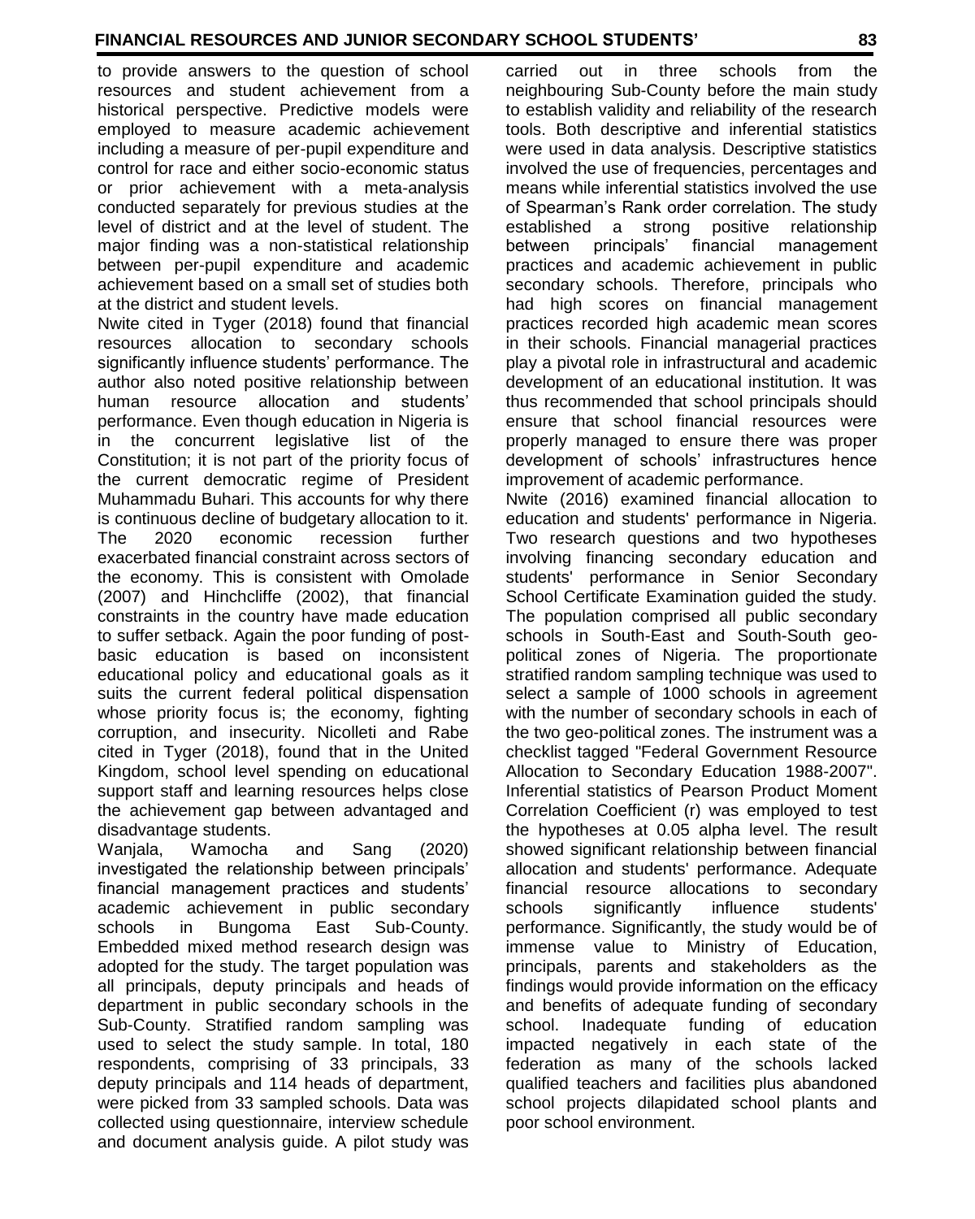to provide answers to the question of school resources and student achievement from a historical perspective. Predictive models were employed to measure academic achievement including a measure of per-pupil expenditure and control for race and either socio-economic status or prior achievement with a meta-analysis conducted separately for previous studies at the level of district and at the level of student. The major finding was a non-statistical relationship between per-pupil expenditure and academic achievement based on a small set of studies both at the district and student levels.

Nwite cited in Tyger (2018) found that financial resources allocation to secondary schools significantly influence students' performance. The author also noted positive relationship between human resource allocation and students' performance. Even though education in Nigeria is in the concurrent legislative list of the Constitution; it is not part of the priority focus of the current democratic regime of President Muhammadu Buhari. This accounts for why there is continuous decline of budgetary allocation to it. The 2020 economic recession further exacerbated financial constraint across sectors of the economy. This is consistent with Omolade (2007) and Hinchcliffe (2002), that financial constraints in the country have made education to suffer setback. Again the poor funding of post-basic education is based on inconsistent educational policy and educational goals as it suits the current federal political dispensation whose priority focus is; the economy, fighting corruption, and insecurity. Nicolleti and Rabe cited in Tyger (2018), found that in the United Kingdom, school level spending on educational support staff and learning resources helps close the achievement gap between advantaged and disadvantage students.

Wanjala, Wamocha and Sang (2020) investigated the relationship between principals' financial management practices and students' academic achievement in public secondary schools in Bungoma East Sub-County. Embedded mixed method research design was adopted for the study. The target population was all principals, deputy principals and heads of department in public secondary schools in the Sub-County. Stratified random sampling was used to select the study sample. In total, 180 respondents, comprising of 33 principals, 33 deputy principals and 114 heads of department, were picked from 33 sampled schools. Data was collected using questionnaire, interview schedule and document analysis guide. A pilot study was carried out in three schools from the neighbouring Sub-County before the main study to establish validity and reliability of the research tools. Both descriptive and inferential statistics were used in data analysis. Descriptive statistics involved the use of frequencies, percentages and means while inferential statistics involved the use of Spearman's Rank order correlation. The study established a strong positive relationship between principals' financial management practices and academic achievement in public secondary schools. Therefore, principals who had high scores on financial management practices recorded high academic mean scores in their schools. Financial managerial practices play a pivotal role in infrastructural and academic development of an educational institution. It was thus recommended that school principals should ensure that school financial resources were properly managed to ensure there was proper development of schools' infrastructures hence improvement of academic performance.

Nwite (2016) examined financial allocation to education and students' performance in Nigeria. Two research questions and two hypotheses involving financing secondary education and students' performance in Senior Secondary School Certificate Examination guided the study. The population comprised all public secondary schools in South-East and South-South geo-political zones of Nigeria. The proportionate stratified random sampling technique was used to select a sample of 1000 schools in agreement with the number of secondary schools in each of the two geo-political zones. The instrument was a checklist tagged "Federal Government Resource Allocation to Secondary Education 1988-2007". Inferential statistics of Pearson Product Moment Correlation Coefficient (r) was employed to test the hypotheses at 0.05 alpha level. The result showed significant relationship between financial allocation and students' performance. Adequate financial resource allocations to secondary schools significantly influence students' performance. Significantly, the study would be of immense value to Ministry of Education, principals, parents and stakeholders as the findings would provide information on the efficacy and benefits of adequate funding of secondary school. Inadequate funding of education impacted negatively in each state of the federation as many of the schools lacked qualified teachers and facilities plus abandoned school projects dilapidated school plants and poor school environment.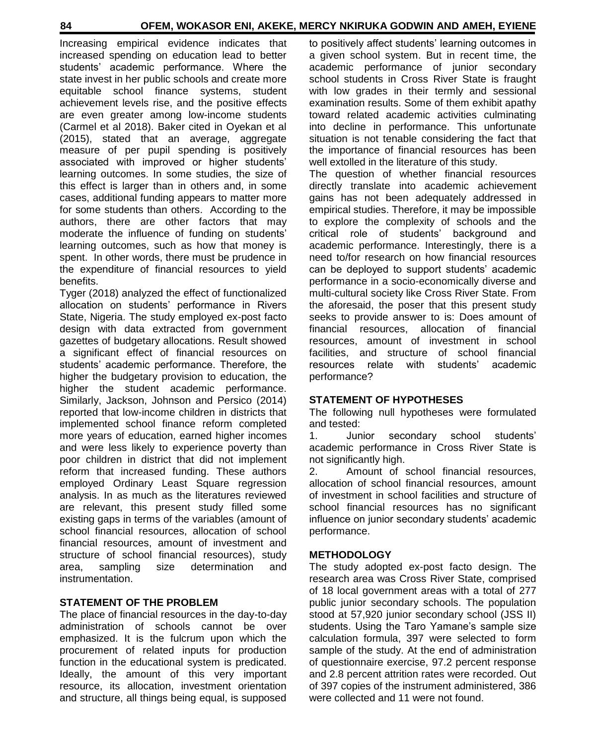Increasing empirical evidence indicates that increased spending on education lead to better students' academic performance. Where the state invest in her public schools and create more equitable school finance systems, student achievement levels rise, and the positive effects are even greater among low-income students (Carmel et al 2018). Baker cited in Oyekan et al (2015), stated that an average, aggregate measure of per pupil spending is positively associated with improved or higher students' learning outcomes. In some studies, the size of this effect is larger than in others and, in some cases, additional funding appears to matter more for some students than others. According to the authors, there are other factors that may moderate the influence of funding on students' learning outcomes, such as how that money is spent. In other words, there must be prudence in the expenditure of financial resources to yield benefits.

Tyger (2018) analyzed the effect of functionalized allocation on students' performance in Rivers State, Nigeria. The study employed ex-post facto design with data extracted from government gazettes of budgetary allocations. Result showed a significant effect of financial resources on students' academic performance. Therefore, the higher the budgetary provision to education, the higher the student academic performance. Similarly, Jackson, Johnson and Persico (2014) reported that low-income children in districts that implemented school finance reform completed more years of education, earned higher incomes and were less likely to experience poverty than poor children in district that did not implement reform that increased funding. These authors employed Ordinary Least Square regression analysis. In as much as the literatures reviewed are relevant, this present study filled some existing gaps in terms of the variables (amount of school financial resources, allocation of school financial resources, amount of investment and structure of school financial resources), study area, sampling size determination and instrumentation.

## STATEMENT OF THE PROBLEM

The place of financial resources in the day-to-day administration of schools cannot be over emphasized. It is the fulcrum upon which the procurement of related inputs for production function in the educational system is predicated. Ideally, the amount of this very important resource, its allocation, investment orientation and structure, all things being equal, is supposed to positively affect students' learning outcomes in a given school system. But in recent time, the academic performance of junior secondary school students in Cross River State is fraught with low grades in their termly and sessional examination results. Some of them exhibit apathy toward related academic activities culminating into decline in performance. This unfortunate situation is not tenable considering the fact that the importance of financial resources has been well extolled in the literature of this study.

The question of whether financial resources directly translate into academic achievement gains has not been adequately addressed in empirical studies. Therefore, it may be impossible to explore the complexity of schools and the critical role of students' background and academic performance. Interestingly, there is a need to/for research on how financial resources can be deployed to support students' academic performance in a socio-economically diverse and multi-cultural society like Cross River State. From the aforesaid, the poser that this present study seeks to provide answer to is: Does amount of financial resources, allocation of financial resources, amount of investment in school facilities, and structure of school financial resources relate with students' academic performance?

## STATEMENT OF HYPOTHESES

The following null hypotheses were formulated and tested:

1. Junior secondary school students' academic performance in Cross River State is not significantly high.
2. Amount of school financial resources, allocation of school financial resources, amount of investment in school facilities and structure of school financial resources has no significant influence on junior secondary students' academic performance.

## METHODOLOGY

The study adopted ex-post facto design. The research area was Cross River State, comprised of 18 local government areas with a total of 277 public junior secondary schools. The population stood at 57,920 junior secondary school (JSS II) students. Using the Taro Yamane's sample size calculation formula, 397 were selected to form sample of the study. At the end of administration of questionnaire exercise, 97.2 percent response and 2.8 percent attrition rates were recorded. Out of 397 copies of the instrument administered, 386 were collected and 11 were not found.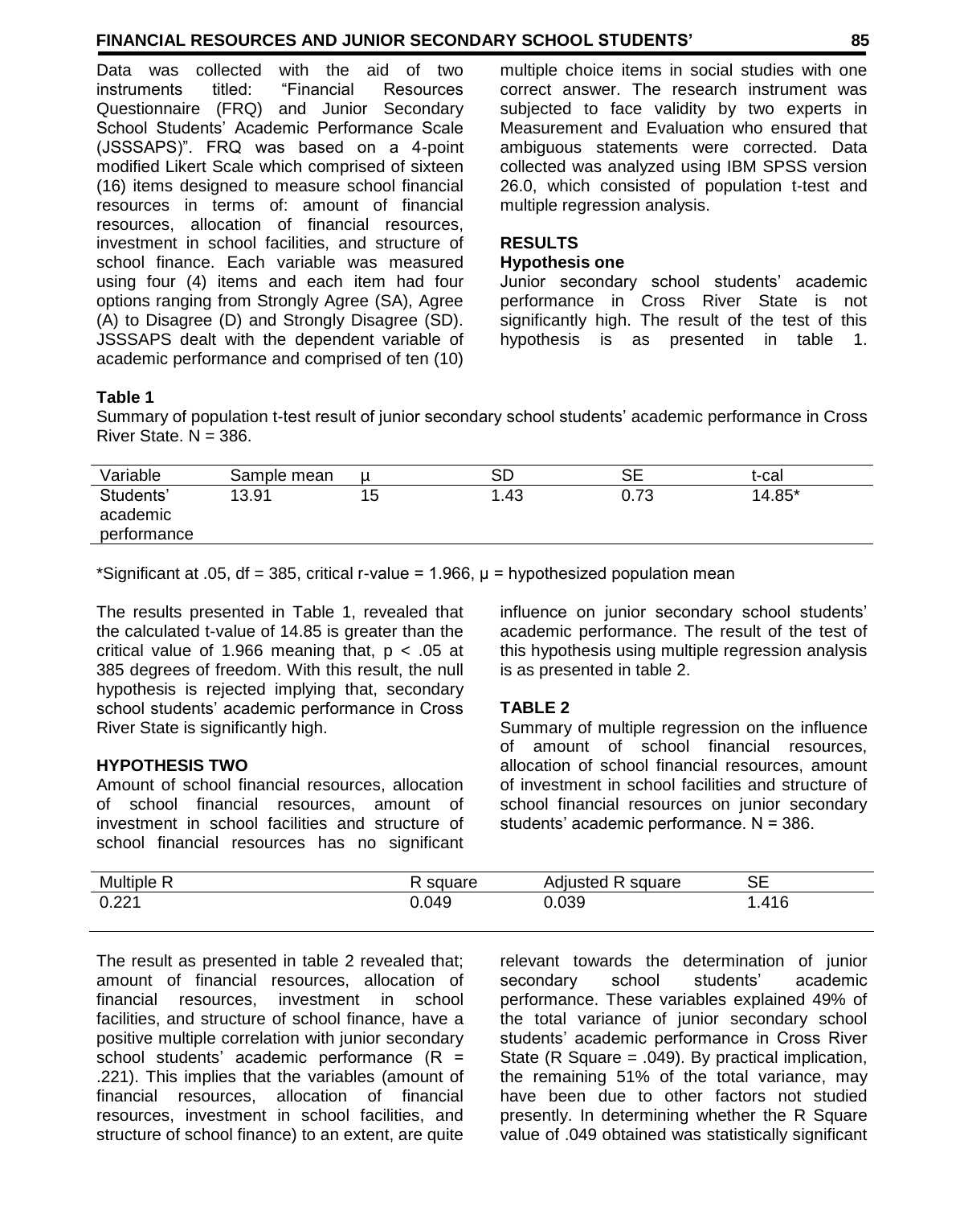Data was collected with the aid of two instruments titled: "Financial Resources Questionnaire (FRQ) and Junior Secondary School Students' Academic Performance Scale (JSSSAPS)". FRQ was based on a 4-point modified Likert Scale which comprised of sixteen (16) items designed to measure school financial resources in terms of: amount of financial resources, allocation of financial resources, investment in school facilities, and structure of school finance. Each variable was measured using four (4) items and each item had four options ranging from Strongly Agree (SA), Agree (A) to Disagree (D) and Strongly Disagree (SD). JSSSAPS dealt with the dependent variable of academic performance and comprised of ten (10) multiple choice items in social studies with one correct answer. The research instrument was subjected to face validity by two experts in Measurement and Evaluation who ensured that ambiguous statements were corrected. Data collected was analyzed using IBM SPSS version 26.0, which consisted of population t-test and multiple regression analysis.

## RESULTS

### Hypothesis one

Junior secondary school students' academic performance in Cross River State is not significantly high. The result of the test of this hypothesis is as presented in table 1.

**Table 1**

Summary of population t-test result of junior secondary school students' academic performance in Cross River State. N = 386.

| Variable | Sample mean | μ | SD | SE | t-cal |
|---|---|---|---|---|---|
| Students' academic performance | 13.91 | 15 | 1.43 | 0.73 | 14.85* |

*Significant at .05, df = 385, critical r-value = 1.966, μ = hypothesized population mean

The results presented in Table 1, revealed that the calculated t-value of 14.85 is greater than the critical value of 1.966 meaning that, $p < .05$ at 385 degrees of freedom. With this result, the null hypothesis is rejected implying that, secondary school students' academic performance in Cross River State is significantly high.

### HYPOTHESIS TWO

Amount of school financial resources, allocation of school financial resources, amount of investment in school facilities and structure of school financial resources has no significant influence on junior secondary school students' academic performance. The result of the test of this hypothesis using multiple regression analysis is as presented in table 2.

**TABLE 2**

Summary of multiple regression on the influence of amount of school financial resources, allocation of school financial resources, amount of investment in school facilities and structure of school financial resources on junior secondary students' academic performance. N = 386.

| Multiple R | R square | Adjusted R square | SE |
|---|---|---|---|
| 0.221 | 0.049 | 0.039 | 1.416 |

The result as presented in table 2 revealed that; amount of financial resources, allocation of financial resources, investment in school facilities, and structure of school finance, have a positive multiple correlation with junior secondary school students' academic performance (R = .221). This implies that the variables (amount of financial resources, allocation of financial resources, investment in school facilities, and structure of school finance) to an extent, are quite relevant towards the determination of junior secondary school students' academic performance. These variables explained 49% of the total variance of junior secondary school students' academic performance in Cross River State (R Square = .049). By practical implication, the remaining 51% of the total variance, may have been due to other factors not studied presently. In determining whether the R Square value of .049 obtained was statistically significant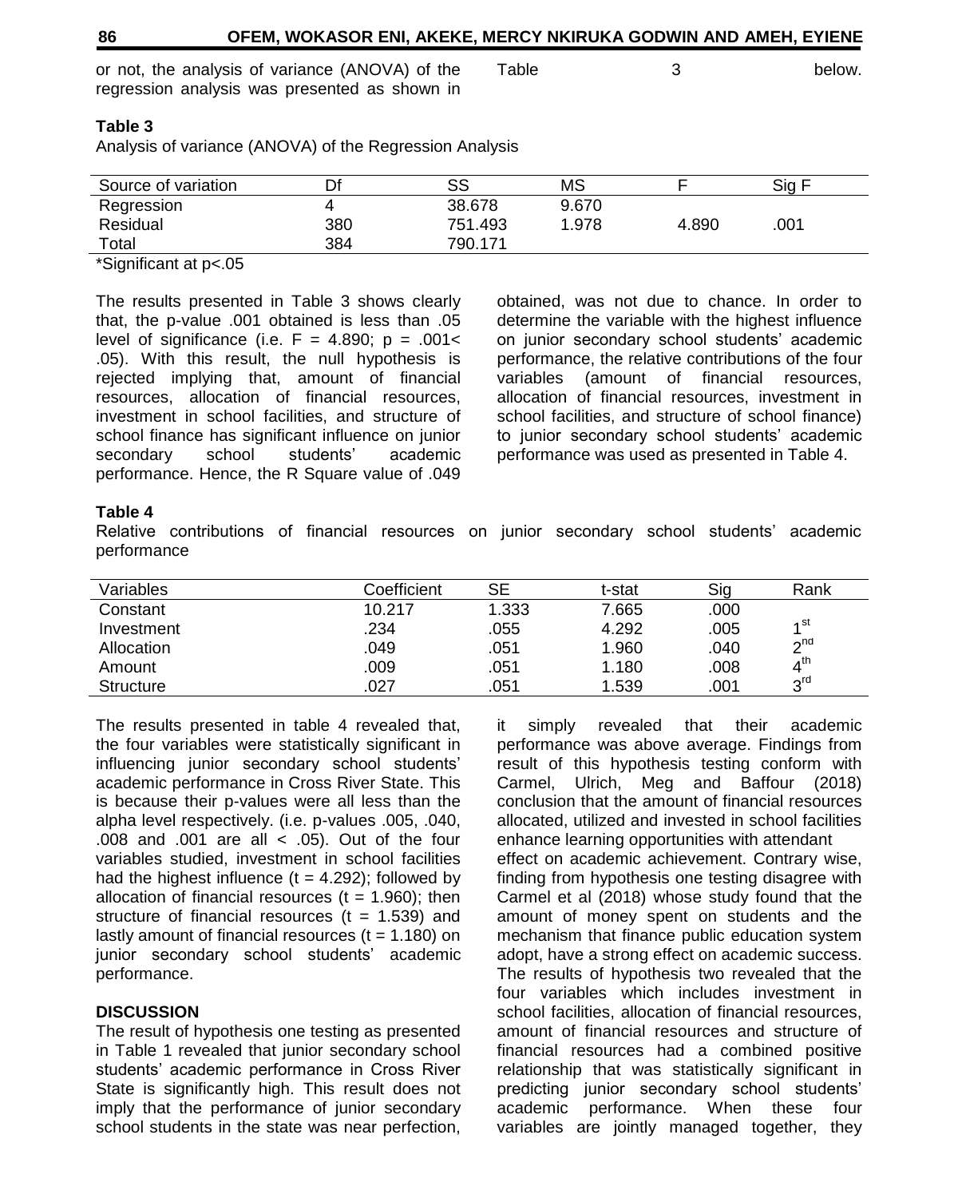or not, the analysis of variance (ANOVA) of the regression analysis was presented as shown in Table 3 below.

**Table 3**

Analysis of variance (ANOVA) of the Regression Analysis

| Source of variation | Df | SS | MS | F | Sig F |
|---|---|---|---|---|---|
| Regression | 4 | 38.678 | 9.670 | | |
| Residual | 380 | 751.493 | 1.978 | 4.890 | .001 |
| Total | 384 | 790.171 | | | |

*Significant at p<.05

The results presented in Table 3 shows clearly that, the p-value .001 obtained is less than .05 level of significance (i.e. F = 4.890; p = .001< .05). With this result, the null hypothesis is rejected implying that, amount of financial resources, allocation of financial resources, investment in school facilities, and structure of school finance has significant influence on junior secondary school students' academic performance. Hence, the R Square value of .049 obtained, was not due to chance. In order to determine the variable with the highest influence on junior secondary school students' academic performance, the relative contributions of the four variables (amount of financial resources, allocation of financial resources, investment in school facilities, and structure of school finance) to junior secondary school students' academic performance was used as presented in Table 4.

**Table 4**

Relative contributions of financial resources on junior secondary school students' academic performance

| Variables | Coefficient | SE | t-stat | Sig | Rank |
|---|---|---|---|---|---|
| Constant | 10.217 | 1.333 | 7.665 | .000 | |
| Investment | .234 | .055 | 4.292 | .005 | 1st |
| Allocation | .049 | .051 | 1.960 | .040 | 2nd |
| Amount | .009 | .051 | 1.180 | .008 | 4th |
| Structure | .027 | .051 | 1.539 | .001 | 3rd |

The results presented in table 4 revealed that, the four variables were statistically significant in influencing junior secondary school students' academic performance in Cross River State. This is because their p-values were all less than the alpha level respectively. (i.e. p-values .005, .040, .008 and .001 are all < .05). Out of the four variables studied, investment in school facilities had the highest influence (t = 4.292); followed by allocation of financial resources (t = 1.960); then structure of financial resources (t = 1.539) and lastly amount of financial resources (t = 1.180) on junior secondary school students' academic performance.

## DISCUSSION

The result of hypothesis one testing as presented in Table 1 revealed that junior secondary school students' academic performance in Cross River State is significantly high. This result does not imply that the performance of junior secondary school students in the state was near perfection, it simply revealed that their academic performance was above average. Findings from result of this hypothesis testing conform with Carmel, Ulrich, Meg and Baffour (2018) conclusion that the amount of financial resources allocated, utilized and invested in school facilities enhance learning opportunities with attendant effect on academic achievement. Contrary wise, finding from hypothesis one testing disagree with Carmel et al (2018) whose study found that the amount of money spent on students and the mechanism that finance public education system adopt, have a strong effect on academic success. The results of hypothesis two revealed that the four variables which includes investment in school facilities, allocation of financial resources, amount of financial resources and structure of financial resources had a combined positive relationship that was statistically significant in predicting junior secondary school students' academic performance. When these four variables are jointly managed together, they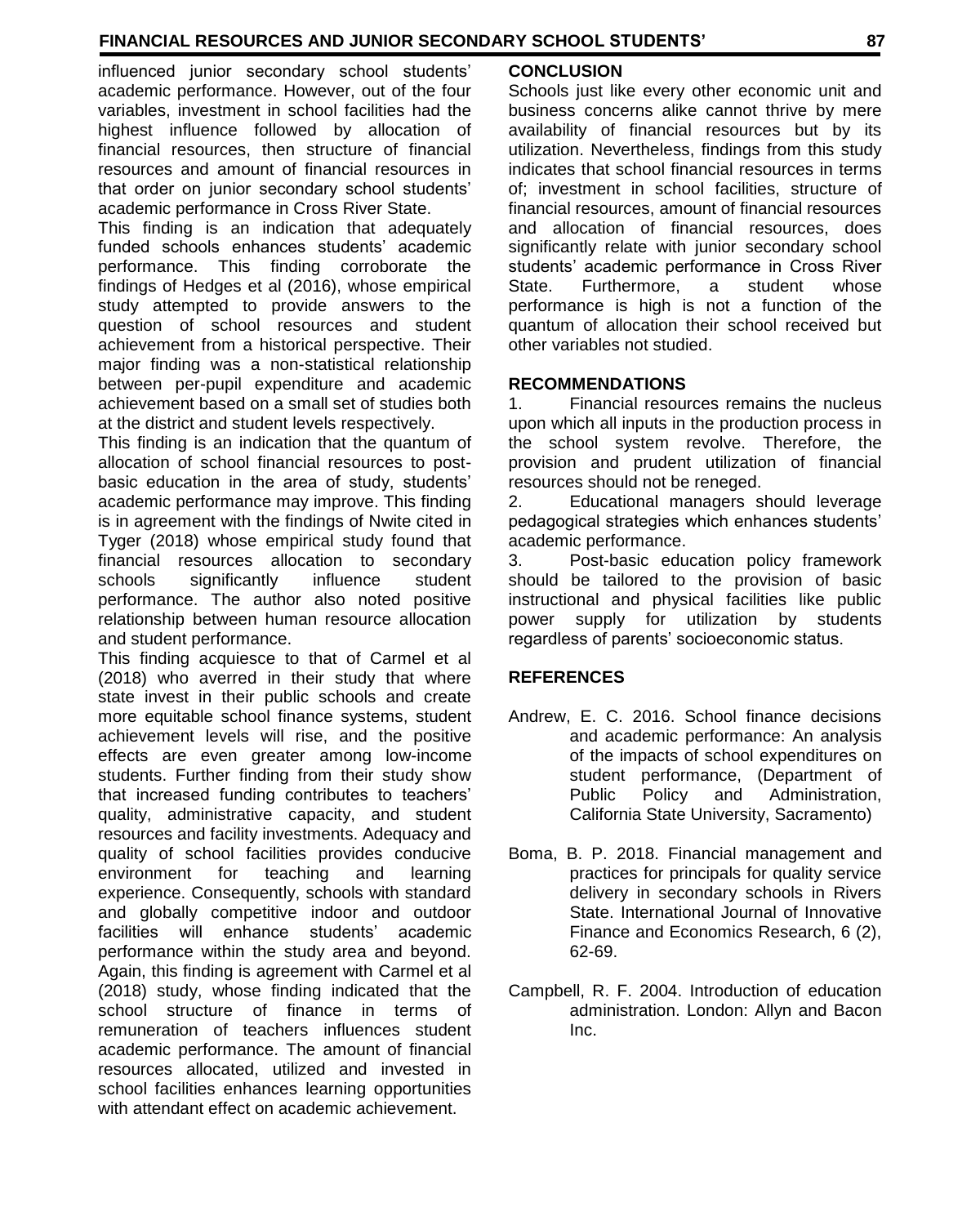influenced junior secondary school students' academic performance. However, out of the four variables, investment in school facilities had the highest influence followed by allocation of financial resources, then structure of financial resources and amount of financial resources in that order on junior secondary school students' academic performance in Cross River State.

This finding is an indication that adequately funded schools enhances students' academic performance. This finding corroborate the findings of Hedges et al (2016), whose empirical study attempted to provide answers to the question of school resources and student achievement from a historical perspective. Their major finding was a non-statistical relationship between per-pupil expenditure and academic achievement based on a small set of studies both at the district and student levels respectively.

This finding is an indication that the quantum of allocation of school financial resources to post-basic education in the area of study, students' academic performance may improve. This finding is in agreement with the findings of Nwite cited in Tyger (2018) whose empirical study found that financial resources allocation to secondary schools significantly influence student performance. The author also noted positive relationship between human resource allocation and student performance.

This finding acquiesce to that of Carmel et al (2018) who averred in their study that where state invest in their public schools and create more equitable school finance systems, student achievement levels will rise, and the positive effects are even greater among low-income students. Further finding from their study show that increased funding contributes to teachers' quality, administrative capacity, and student resources and facility investments. Adequacy and quality of school facilities provides conducive environment for teaching and learning experience. Consequently, schools with standard and globally competitive indoor and outdoor facilities will enhance students' academic performance within the study area and beyond. Again, this finding is agreement with Carmel et al (2018) study, whose finding indicated that the school structure of finance in terms of remuneration of teachers influences student academic performance. The amount of financial resources allocated, utilized and invested in school facilities enhances learning opportunities with attendant effect on academic achievement.

## CONCLUSION

Schools just like every other economic unit and business concerns alike cannot thrive by mere availability of financial resources but by its utilization. Nevertheless, findings from this study indicates that school financial resources in terms of; investment in school facilities, structure of financial resources, amount of financial resources and allocation of financial resources, does significantly relate with junior secondary school students' academic performance in Cross River State. Furthermore, a student whose performance is high is not a function of the quantum of allocation their school received but other variables not studied.

## RECOMMENDATIONS

1. Financial resources remains the nucleus upon which all inputs in the production process in the school system revolve. Therefore, the provision and prudent utilization of financial resources should not be reneged.
2. Educational managers should leverage pedagogical strategies which enhances students' academic performance.
3. Post-basic education policy framework should be tailored to the provision of basic instructional and physical facilities like public power supply for utilization by students regardless of parents' socioeconomic status.

## REFERENCES

Andrew, E. C. 2016. School finance decisions and academic performance: An analysis of the impacts of school expenditures on student performance, (Department of Public Policy and Administration, California State University, Sacramento)

Boma, B. P. 2018. Financial management and practices for principals for quality service delivery in secondary schools in Rivers State. International Journal of Innovative Finance and Economics Research, 6 (2), 62-69.

Campbell, R. F. 2004. Introduction of education administration. London: Allyn and Bacon Inc.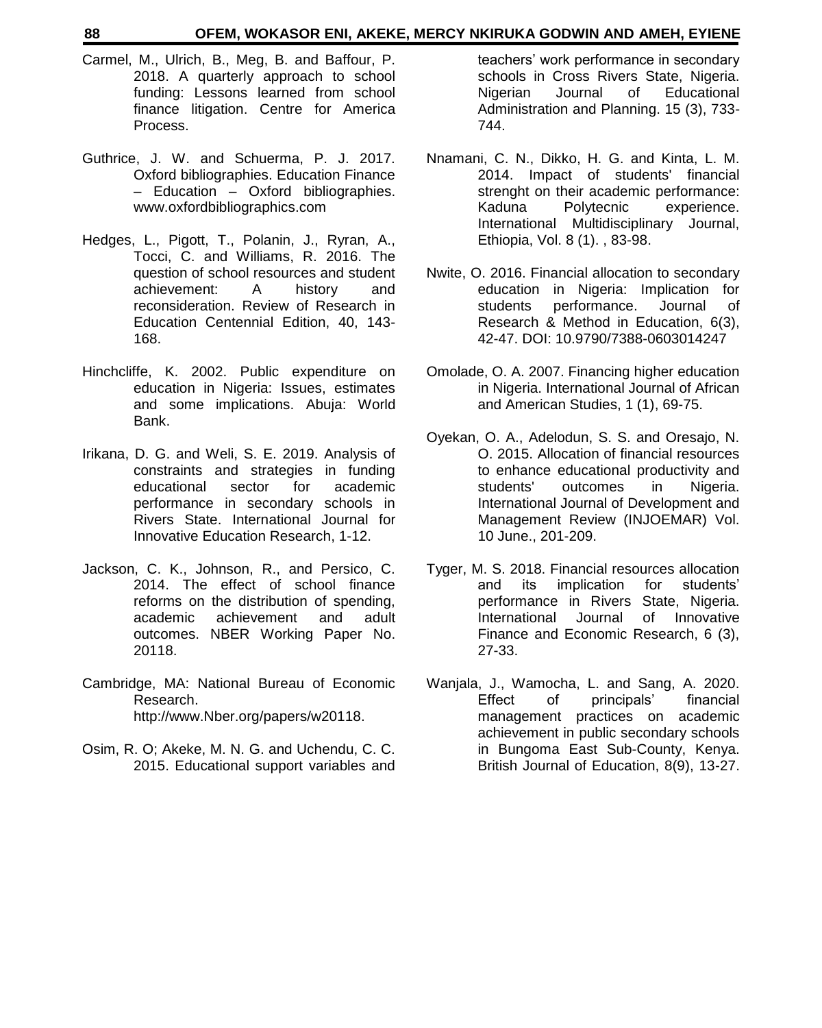Carmel, M., Ulrich, B., Meg, B. and Baffour, P. 2018. A quarterly approach to school funding: Lessons learned from school finance litigation. Centre for America Process.

Guthrice, J. W. and Schuerma, P. J. 2017. Oxford bibliographies. Education Finance – Education – Oxford bibliographies. www.oxfordbibliographics.com

Hedges, L., Pigott, T., Polanin, J., Ryran, A., Tocci, C. and Williams, R. 2016. The question of school resources and student achievement: A history and reconsideration. Review of Research in Education Centennial Edition, 40, 143-168.

Hinchcliffe, K. 2002. Public expenditure on education in Nigeria: Issues, estimates and some implications. Abuja: World Bank.

Irikana, D. G. and Weli, S. E. 2019. Analysis of constraints and strategies in funding educational sector for academic performance in secondary schools in Rivers State. International Journal for Innovative Education Research, 1-12.

Jackson, C. K., Johnson, R., and Persico, C. 2014. The effect of school finance reforms on the distribution of spending, academic achievement and adult outcomes. NBER Working Paper No. 20118.

Cambridge, MA: National Bureau of Economic Research. http://www.Nber.org/papers/w20118.

Osim, R. O; Akeke, M. N. G. and Uchendu, C. C. 2015. Educational support variables and teachers' work performance in secondary schools in Cross Rivers State, Nigeria. Nigerian Journal of Educational Administration and Planning. 15 (3), 733-744.

Nnamani, C. N., Dikko, H. G. and Kinta, L. M. 2014. Impact of students' financial strenght on their academic performance: Kaduna Polytecnic experience. International Multidisciplinary Journal, Ethiopia, Vol. 8 (1). , 83-98.

Nwite, O. 2016. Financial allocation to secondary education in Nigeria: Implication for students performance. Journal of Research & Method in Education, 6(3), 42-47. DOI: 10.9790/7388-0603014247

Omolade, O. A. 2007. Financing higher education in Nigeria. International Journal of African and American Studies, 1 (1), 69-75.

Oyekan, O. A., Adelodun, S. S. and Oresajo, N. O. 2015. Allocation of financial resources to enhance educational productivity and students' outcomes in Nigeria. International Journal of Development and Management Review (INJOEMAR) Vol. 10 June., 201-209.

Tyger, M. S. 2018. Financial resources allocation and its implication for students' performance in Rivers State, Nigeria. International Journal of Innovative Finance and Economic Research, 6 (3), 27-33.

Wanjala, J., Wamocha, L. and Sang, A. 2020. Effect of principals' financial management practices on academic achievement in public secondary schools in Bungoma East Sub-County, Kenya. British Journal of Education, 8(9), 13-27.